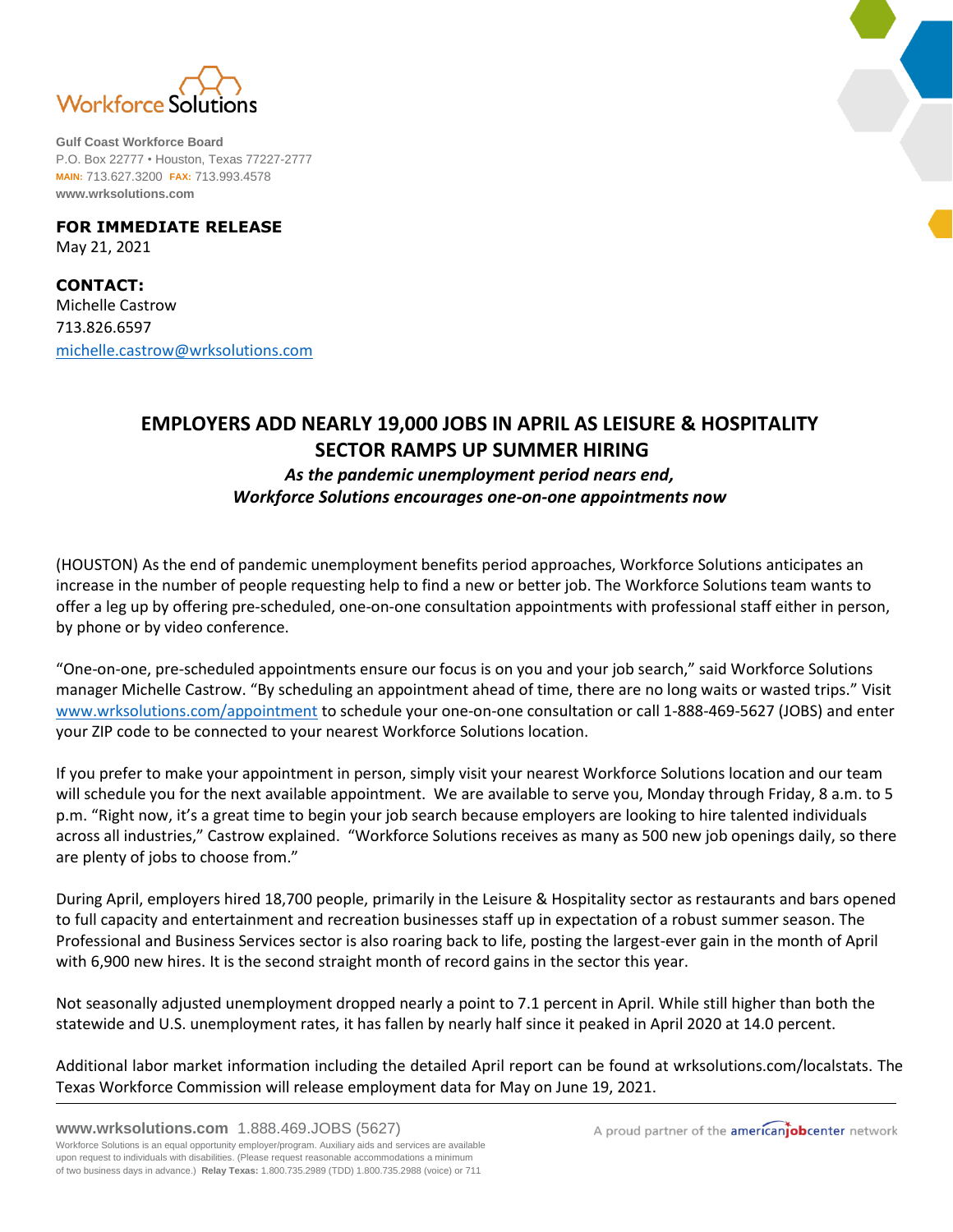Workforce Solutions

**Gulf Coast Workforce Board**
P.O. Box 22777 • Houston, Texas 77227-2777
**MAIN:** 713.627.3200 **FAX:** 713.993.4578
**www.wrksolutions.com**

**FOR IMMEDIATE RELEASE**
May 21, 2021

**CONTACT:**
Michelle Castrow
713.826.6597
michelle.castrow@wrksolutions.com

# EMPLOYERS ADD NEARLY 19,000 JOBS IN APRIL AS LEISURE & HOSPITALITY SECTOR RAMPS UP SUMMER HIRING

***As the pandemic unemployment period nears end, Workforce Solutions encourages one-on-one appointments now***

(HOUSTON) As the end of pandemic unemployment benefits period approaches, Workforce Solutions anticipates an increase in the number of people requesting help to find a new or better job. The Workforce Solutions team wants to offer a leg up by offering pre-scheduled, one-on-one consultation appointments with professional staff either in person, by phone or by video conference.

"One-on-one, pre-scheduled appointments ensure our focus is on you and your job search," said Workforce Solutions manager Michelle Castrow. "By scheduling an appointment ahead of time, there are no long waits or wasted trips." Visit www.wrksolutions.com/appointment to schedule your one-on-one consultation or call 1-888-469-5627 (JOBS) and enter your ZIP code to be connected to your nearest Workforce Solutions location.

If you prefer to make your appointment in person, simply visit your nearest Workforce Solutions location and our team will schedule you for the next available appointment. We are available to serve you, Monday through Friday, 8 a.m. to 5 p.m. "Right now, it's a great time to begin your job search because employers are looking to hire talented individuals across all industries," Castrow explained. "Workforce Solutions receives as many as 500 new job openings daily, so there are plenty of jobs to choose from."

During April, employers hired 18,700 people, primarily in the Leisure & Hospitality sector as restaurants and bars opened to full capacity and entertainment and recreation businesses staff up in expectation of a robust summer season. The Professional and Business Services sector is also roaring back to life, posting the largest-ever gain in the month of April with 6,900 new hires. It is the second straight month of record gains in the sector this year.

Not seasonally adjusted unemployment dropped nearly a point to 7.1 percent in April. While still higher than both the statewide and U.S. unemployment rates, it has fallen by nearly half since it peaked in April 2020 at 14.0 percent.

Additional labor market information including the detailed April report can be found at wrksolutions.com/localstats. The Texas Workforce Commission will release employment data for May on June 19, 2021.

**www.wrksolutions.com** 1.888.469.JOBS (5627)
Workforce Solutions is an equal opportunity employer/program. Auxiliary aids and services are available upon request to individuals with disabilities. (Please request reasonable accommodations a minimum of two business days in advance.) **Relay Texas:** 1.800.735.2989 (TDD) 1.800.735.2988 (voice) or 711

A proud partner of the americanjobcenter network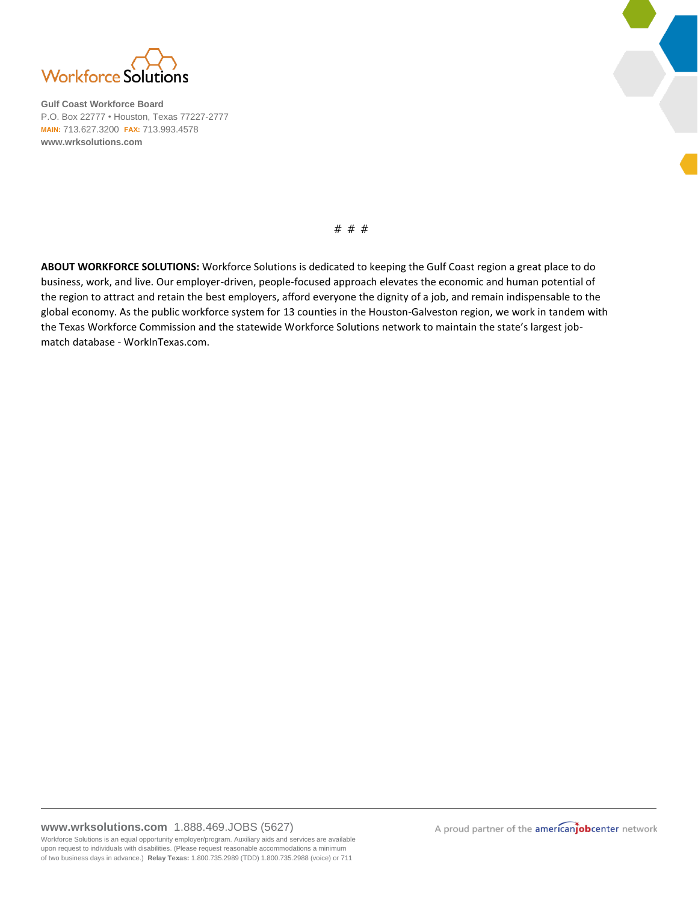**Gulf Coast Workforce Board**
P.O. Box 22777 • Houston, Texas 77227-2777
MAIN: 713.627.3200 FAX: 713.993.4578
www.wrksolutions.com

# # #

**ABOUT WORKFORCE SOLUTIONS:** Workforce Solutions is dedicated to keeping the Gulf Coast region a great place to do business, work, and live. Our employer-driven, people-focused approach elevates the economic and human potential of the region to attract and retain the best employers, afford everyone the dignity of a job, and remain indispensable to the global economy. As the public workforce system for 13 counties in the Houston-Galveston region, we work in tandem with the Texas Workforce Commission and the statewide Workforce Solutions network to maintain the state's largest job-match database - WorkInTexas.com.

**www.wrksolutions.com** 1.888.469.JOBS (5627)
Workforce Solutions is an equal opportunity employer/program. Auxiliary aids and services are available upon request to individuals with disabilities. (Please request reasonable accommodations a minimum of two business days in advance.) **Relay Texas:** 1.800.735.2989 (TDD) 1.800.735.2988 (voice) or 711

A proud partner of the americanjobcenter network